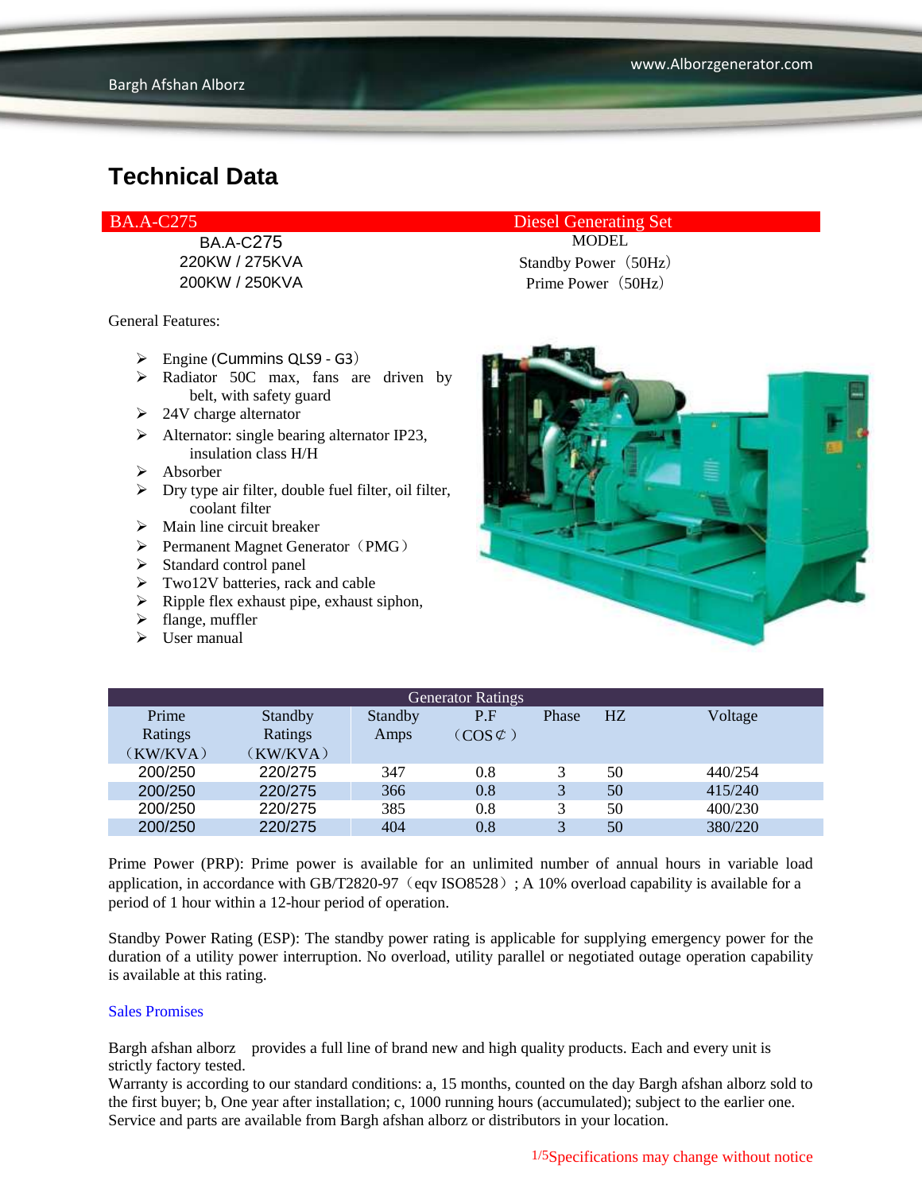# Technical Data

| BA.A-C275 | Diesel Generating Set |
|---|---|
| BA.A-C275 | MODEL |
| 220KW / 275KVA | Standby Power（50Hz） |
| 200KW / 250KVA | Prime Power（50Hz） |

General Features:

- Engine (Cummins QLS9 - G3）
- Radiator 50C max, fans are driven by belt, with safety guard
- 24V charge alternator
- Alternator: single bearing alternator IP23, insulation class H/H
- Absorber
- Dry type air filter, double fuel filter, oil filter, coolant filter
- Main line circuit breaker
- Permanent Magnet Generator（PMG）
- Standard control panel
- Two12V batteries, rack and cable
- Ripple flex exhaust pipe, exhaust siphon,
- flange, muffler
- User manual

| Generator Ratings | | | | | | |
|---|---|---|---|---|---|---|
| Prime Ratings（KW/KVA） | Standby Ratings（KW/KVA） | Standby Amps | P.F（COS⊄） | Phase | HZ | Voltage |
| 200/250 | 220/275 | 347 | 0.8 | 3 | 50 | 440/254 |
| 200/250 | 220/275 | 366 | 0.8 | 3 | 50 | 415/240 |
| 200/250 | 220/275 | 385 | 0.8 | 3 | 50 | 400/230 |
| 200/250 | 220/275 | 404 | 0.8 | 3 | 50 | 380/220 |

Prime Power (PRP): Prime power is available for an unlimited number of annual hours in variable load application, in accordance with GB/T2820-97（eqv ISO8528）; A 10% overload capability is available for a period of 1 hour within a 12-hour period of operation.

Standby Power Rating (ESP): The standby power rating is applicable for supplying emergency power for the duration of a utility power interruption. No overload, utility parallel or negotiated outage operation capability is available at this rating.

Sales Promises

Bargh afshan alborz provides a full line of brand new and high quality products. Each and every unit is strictly factory tested.
Warranty is according to our standard conditions: a, 15 months, counted on the day Bargh afshan alborz sold to the first buyer; b, One year after installation; c, 1000 running hours (accumulated); subject to the earlier one.
Service and parts are available from Bargh afshan alborz or distributors in your location.

Specifications may change without notice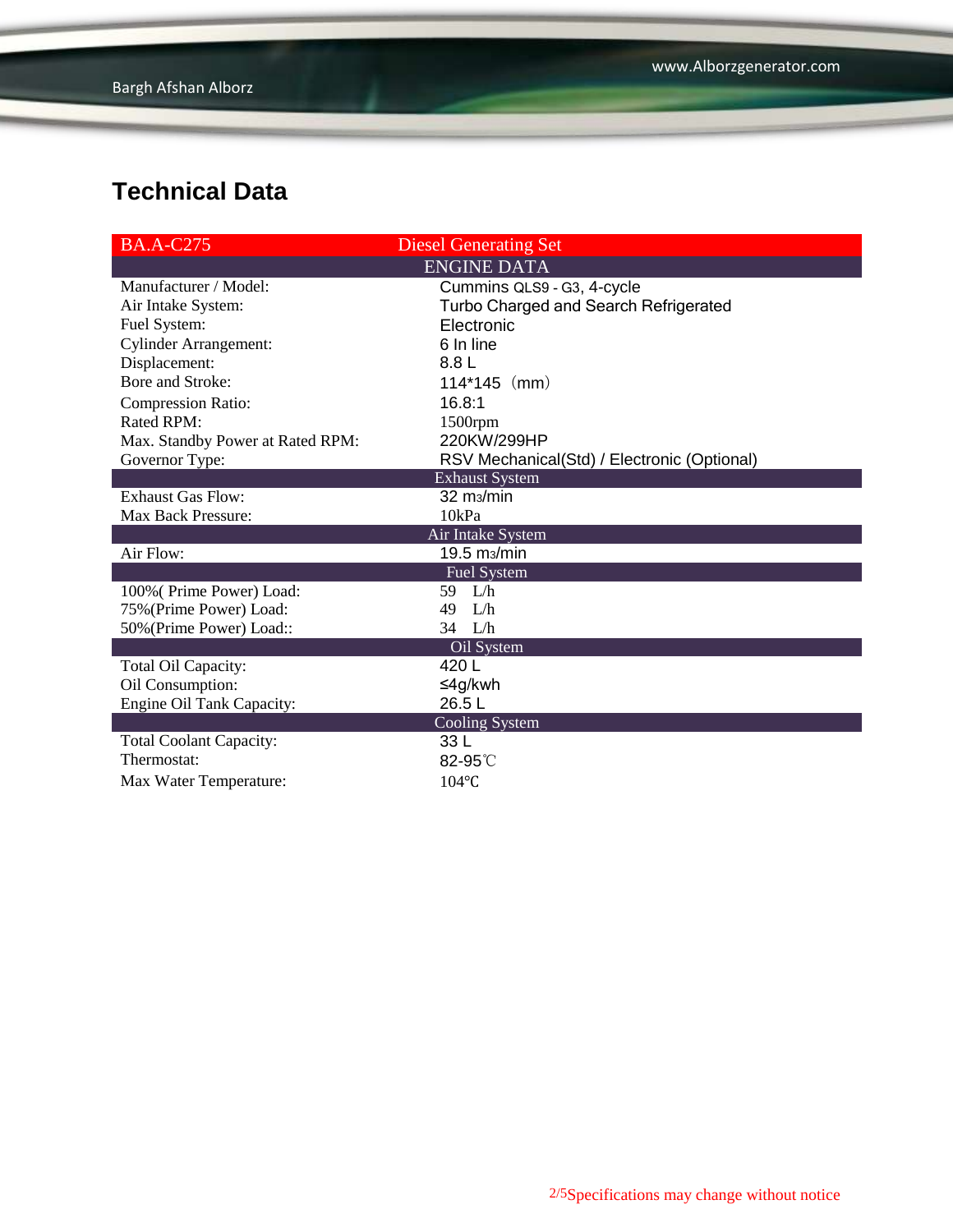## Technical Data

| BA.A-C275 | Diesel Generating Set |
|---|---|
| ENGINE DATA | |
| Manufacturer / Model: | Cummins QLS9 - G3, 4-cycle |
| Air Intake System: | Turbo Charged and Search Refrigerated |
| Fuel System: | Electronic |
| Cylinder Arrangement: | 6 In line |
| Displacement: | 8.8 L |
| Bore and Stroke: | 114*145（mm） |
| Compression Ratio: | 16.8:1 |
| Rated RPM: | 1500rpm |
| Max. Standby Power at Rated RPM: | 220KW/299HP |
| Governor Type: | RSV Mechanical(Std) / Electronic (Optional) |
| Exhaust System | |
| Exhaust Gas Flow: | 32 $m^3$/min |
| Max Back Pressure: | 10kPa |
| Air Intake System | |
| Air Flow: | 19.5 $m^3$/min |
| Fuel System | |
| 100%( Prime Power) Load: | 59 L/h |
| 75%(Prime Power) Load: | 49 L/h |
| 50%(Prime Power) Load:: | 34 L/h |
| Oil System | |
| Total Oil Capacity: | 420 L |
| Oil Consumption: | ≤4g/kwh |
| Engine Oil Tank Capacity: | 26.5 L |
| Cooling System | |
| Total Coolant Capacity: | 33 L |
| Thermostat: | 82-95℃ |
| Max Water Temperature: | 104℃ |

Specifications may change without notice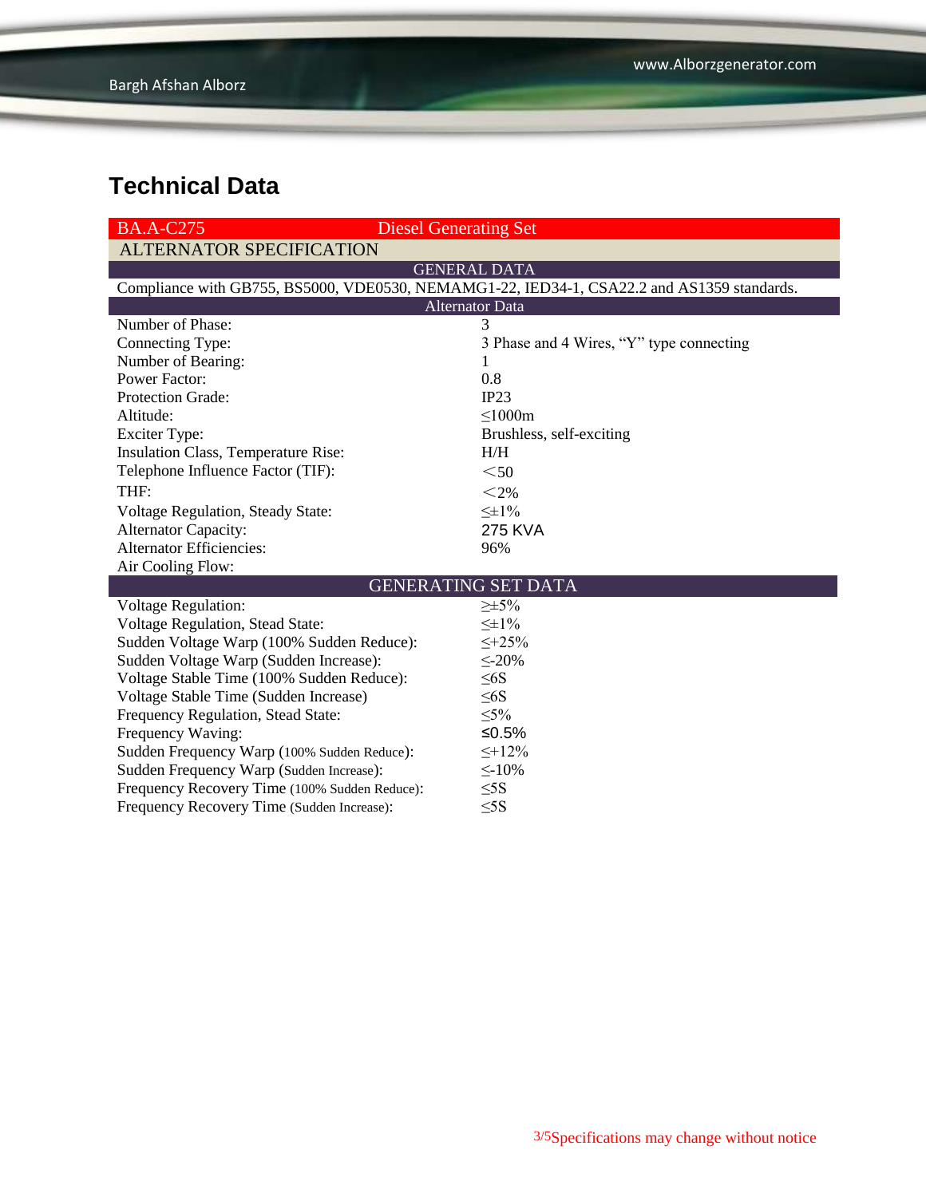# Technical Data

| BA.A-C275 | Diesel Generating Set |
|---|---|
| **ALTERNATOR SPECIFICATION** | |
| **GENERAL DATA** | |
| Compliance with GB755, BS5000, VDE0530, NEMAMG1-22, IED34-1, CSA22.2 and AS1359 standards. | |
| **Alternator Data** | |
| Number of Phase: | 3 |
| Connecting Type: | 3 Phase and 4 Wires, “Y” type connecting |
| Number of Bearing: | 1 |
| Power Factor: | 0.8 |
| Protection Grade: | IP23 |
| Altitude: | ≤1000m |
| Exciter Type: | Brushless, self-exciting |
| Insulation Class, Temperature Rise: | H/H |
| Telephone Influence Factor (TIF): | ＜50 |
| THF: | ＜2% |
| Voltage Regulation, Steady State: | ≤±1% |
| Alternator Capacity: | 275 KVA |
| Alternator Efficiencies: | 96% |
| Air Cooling Flow: | |
| **GENERATING SET DATA** | |
| Voltage Regulation: | ≥±5% |
| Voltage Regulation, Stead State: | ≤±1% |
| Sudden Voltage Warp (100% Sudden Reduce): | ≤+25% |
| Sudden Voltage Warp (Sudden Increase): | ≤-20% |
| Voltage Stable Time (100% Sudden Reduce): | ≤6S |
| Voltage Stable Time (Sudden Increase) | ≤6S |
| Frequency Regulation, Stead State: | ≤5% |
| Frequency Waving: | ≤0.5% |
| Sudden Frequency Warp (100% Sudden Reduce): | ≤+12% |
| Sudden Frequency Warp (Sudden Increase): | ≤-10% |
| Frequency Recovery Time (100% Sudden Reduce): | ≤5S |
| Frequency Recovery Time (Sudden Increase): | ≤5S |

Specifications may change without notice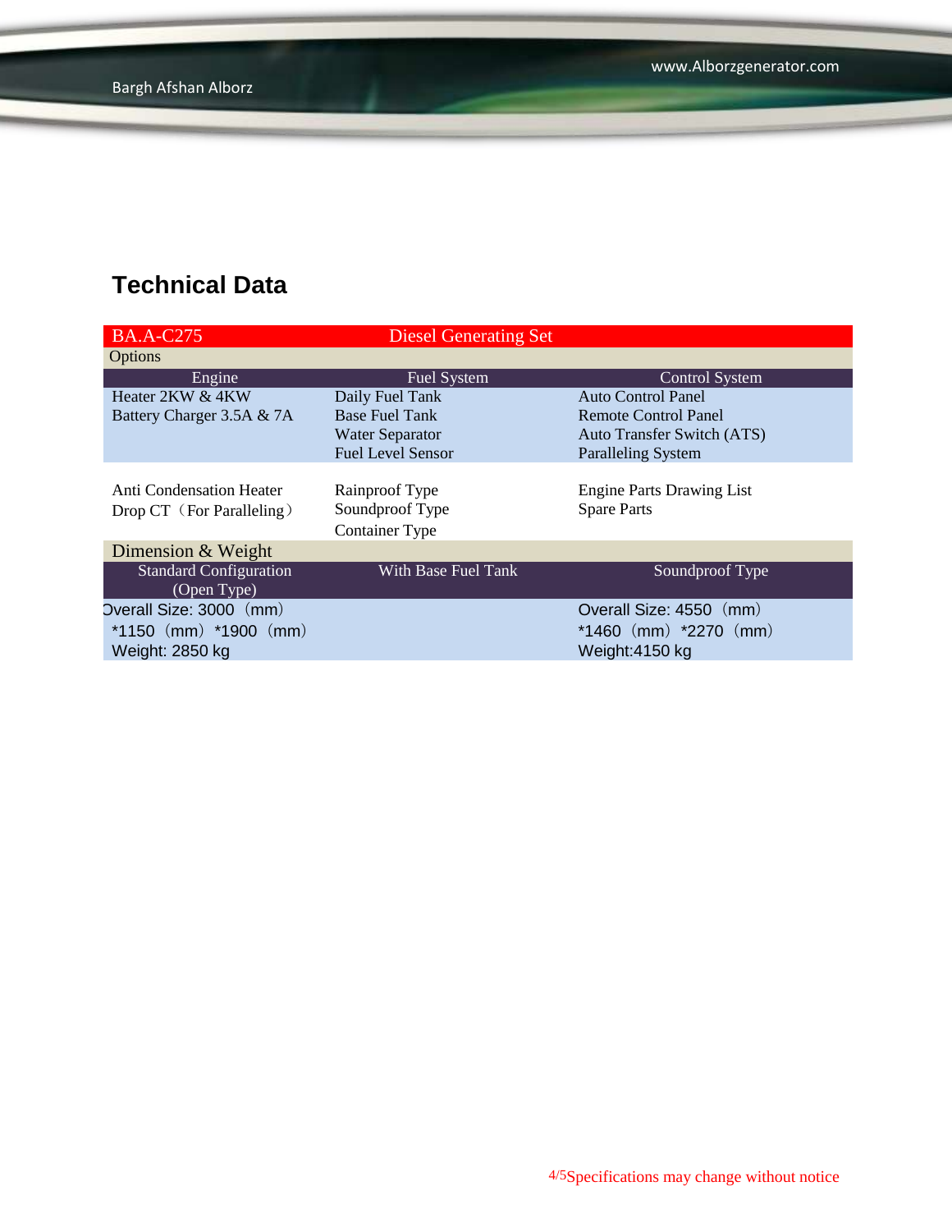## Technical Data

| BA.A-C275 | Diesel Generating Set | |
|---|---|---|
| Options | | |
| Engine | Fuel System | Control System |
| Heater 2KW & 4KW | Daily Fuel Tank | Auto Control Panel |
| Battery Charger 3.5A & 7A | Base Fuel Tank | Remote Control Panel |
| | Water Separator | Auto Transfer Switch (ATS) |
| | Fuel Level Sensor | Paralleling System |
| Anti Condensation Heater | Rainproof Type | Engine Parts Drawing List |
| Drop CT（For Paralleling） | Soundproof Type | Spare Parts |
| | Container Type | |
| Dimension & Weight | | |
| Standard Configuration (Open Type) | With Base Fuel Tank | Soundproof Type |
| Overall Size: 3000（mm）*1150（mm）*1900（mm）<br>Weight: 2850 kg | | Overall Size: 4550（mm）*1460（mm）*2270（mm）<br>Weight:4150 kg |

Specifications may change without notice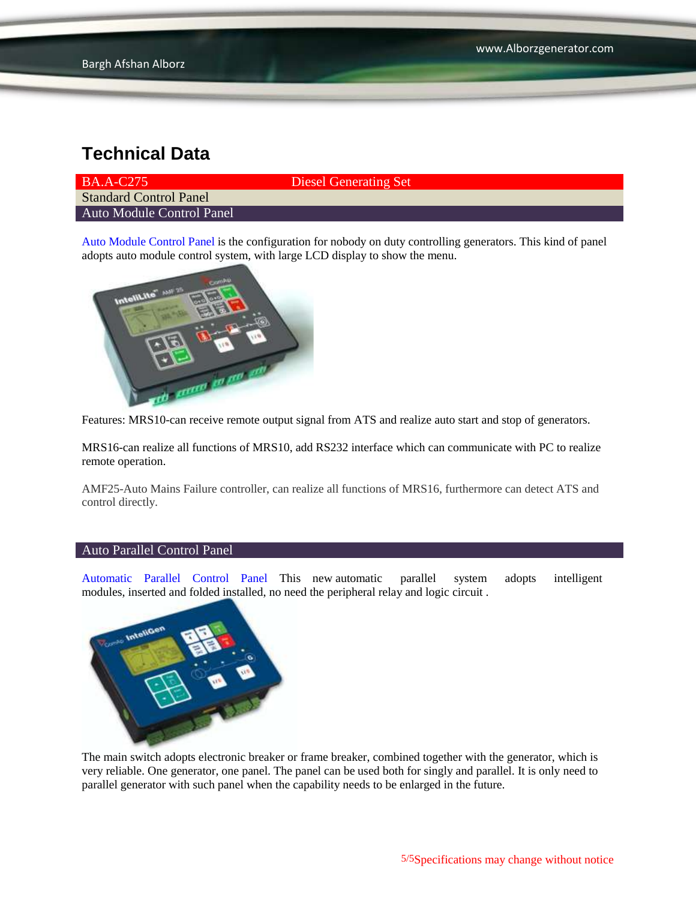# Technical Data

| | |
|---|---|
| BA.A-C275 | Diesel Generating Set |
| Standard Control Panel | |
| Auto Module Control Panel | |

Auto Module Control Panel is the configuration for nobody on duty controlling generators. This kind of panel adopts auto module control system, with large LCD display to show the menu.

Features: MRS10-can receive remote output signal from ATS and realize auto start and stop of generators.

MRS16-can realize all functions of MRS10, add RS232 interface which can communicate with PC to realize remote operation.

AMF25-Auto Mains Failure controller, can realize all functions of MRS16, furthermore can detect ATS and control directly.

## Auto Parallel Control Panel

Automatic Parallel Control Panel This new automatic parallel system adopts intelligent modules, inserted and folded installed, no need the peripheral relay and logic circuit .

The main switch adopts electronic breaker or frame breaker, combined together with the generator, which is very reliable. One generator, one panel. The panel can be used both for singly and parallel. It is only need to parallel generator with such panel when the capability needs to be enlarged in the future.

Specifications may change without notice